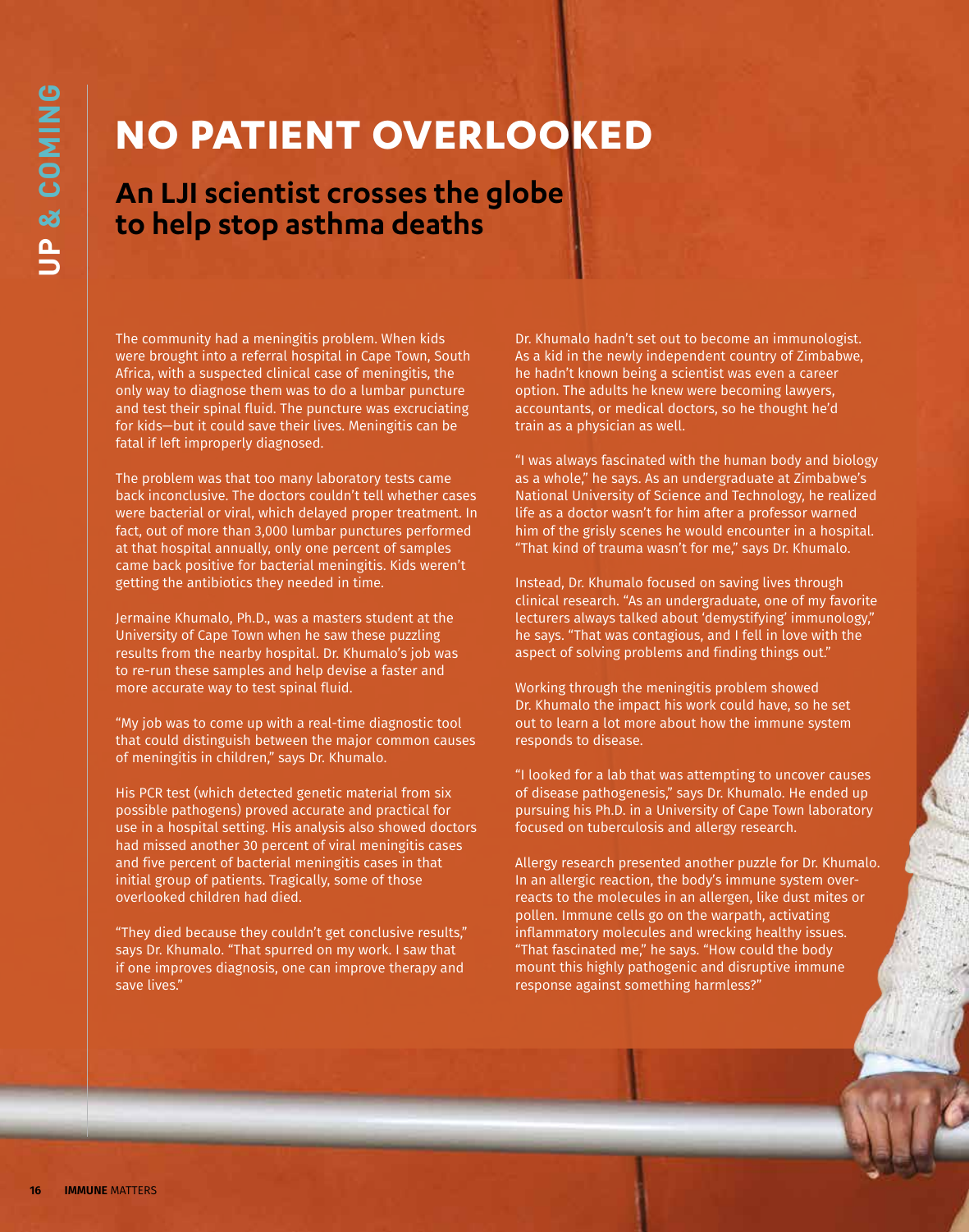# NO PATIENT OVERLOOKED

## An LJI scientist crosses the globe to help stop asthma deaths

The community had a meningitis problem. When kids were brought into a referral hospital in Cape Town, South Africa, with a suspected clinical case of meningitis, the only way to diagnose them was to do a lumbar puncture and test their spinal fluid. The puncture was excruciating for kids—but it could save their lives. Meningitis can be fatal if left improperly diagnosed.

The problem was that too many laboratory tests came back inconclusive. The doctors couldn't tell whether cases were bacterial or viral, which delayed proper treatment. In fact, out of more than 3,000 lumbar punctures performed at that hospital annually, only one percent of samples came back positive for bacterial meningitis. Kids weren't getting the antibiotics they needed in time.

Jermaine Khumalo, Ph.D., was a masters student at the University of Cape Town when he saw these puzzling results from the nearby hospital. Dr. Khumalo's job was to re-run these samples and help devise a faster and more accurate way to test spinal fluid.

"My job was to come up with a real-time diagnostic tool that could distinguish between the major common causes of meningitis in children," says Dr. Khumalo.

His PCR test (which detected genetic material from six possible pathogens) proved accurate and practical for use in a hospital setting. His analysis also showed doctors had missed another 30 percent of viral meningitis cases and five percent of bacterial meningitis cases in that initial group of patients. Tragically, some of those overlooked children had died.

"They died because they couldn't get conclusive results," says Dr. Khumalo. "That spurred on my work. I saw that if one improves diagnosis, one can improve therapy and save lives."

Dr. Khumalo hadn't set out to become an immunologist. As a kid in the newly independent country of Zimbabwe, he hadn't known being a scientist was even a career option. The adults he knew were becoming lawyers, accountants, or medical doctors, so he thought he'd train as a physician as well.

"I was always fascinated with the human body and biology as a whole," he says. As an undergraduate at Zimbabwe's National University of Science and Technology, he realized life as a doctor wasn't for him after a professor warned him of the grisly scenes he would encounter in a hospital. "That kind of trauma wasn't for me," says Dr. Khumalo.

Instead, Dr. Khumalo focused on saving lives through clinical research. "As an undergraduate, one of my favorite lecturers always talked about 'demystifying' immunology," he says. "That was contagious, and I fell in love with the aspect of solving problems and finding things out."

Working through the meningitis problem showed Dr. Khumalo the impact his work could have, so he set out to learn a lot more about how the immune system responds to disease.

"I looked for a lab that was attempting to uncover causes of disease pathogenesis," says Dr. Khumalo. He ended up pursuing his Ph.D. in a University of Cape Town laboratory focused on tuberculosis and allergy research.

Allergy research presented another puzzle for Dr. Khumalo. In an allergic reaction, the body's immune system over-reacts to the molecules in an allergen, like dust mites or pollen. Immune cells go on the warpath, activating inflammatory molecules and wrecking healthy issues. "That fascinated me," he says. "How could the body mount this highly pathogenic and disruptive immune response against something harmless?"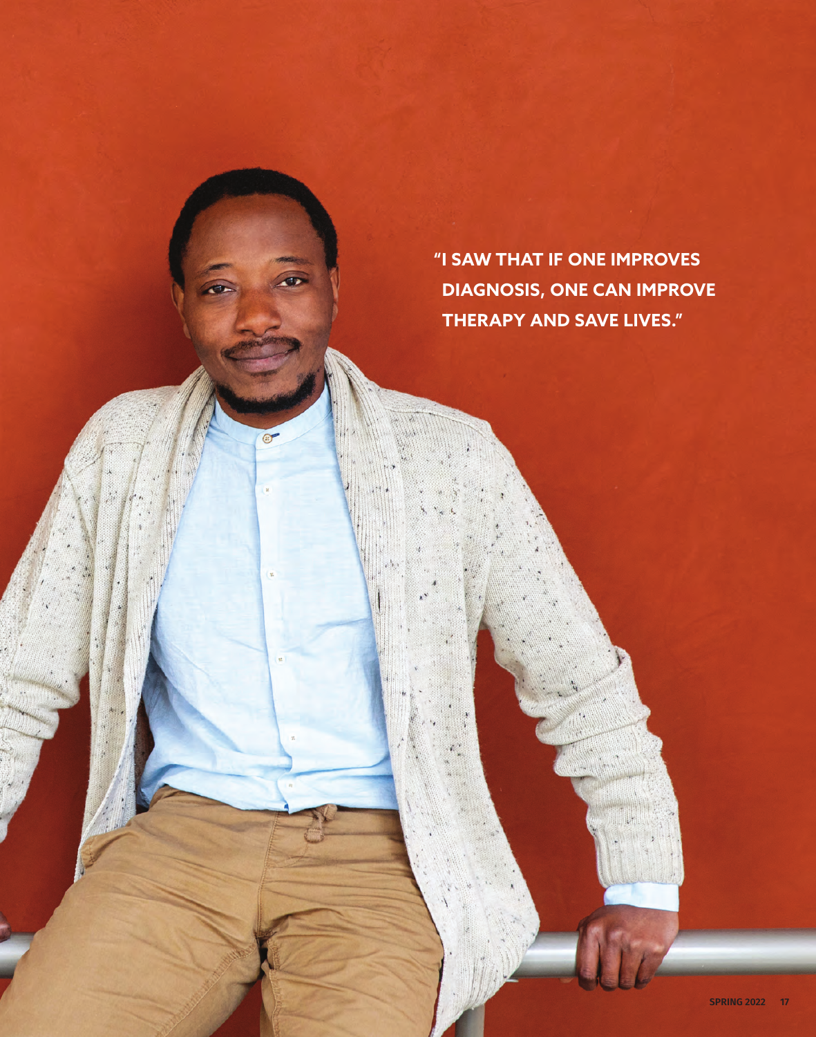**"I SAW THAT IF ONE IMPROVES DIAGNOSIS, ONE CAN IMPROVE THERAPY AND SAVE LIVES."**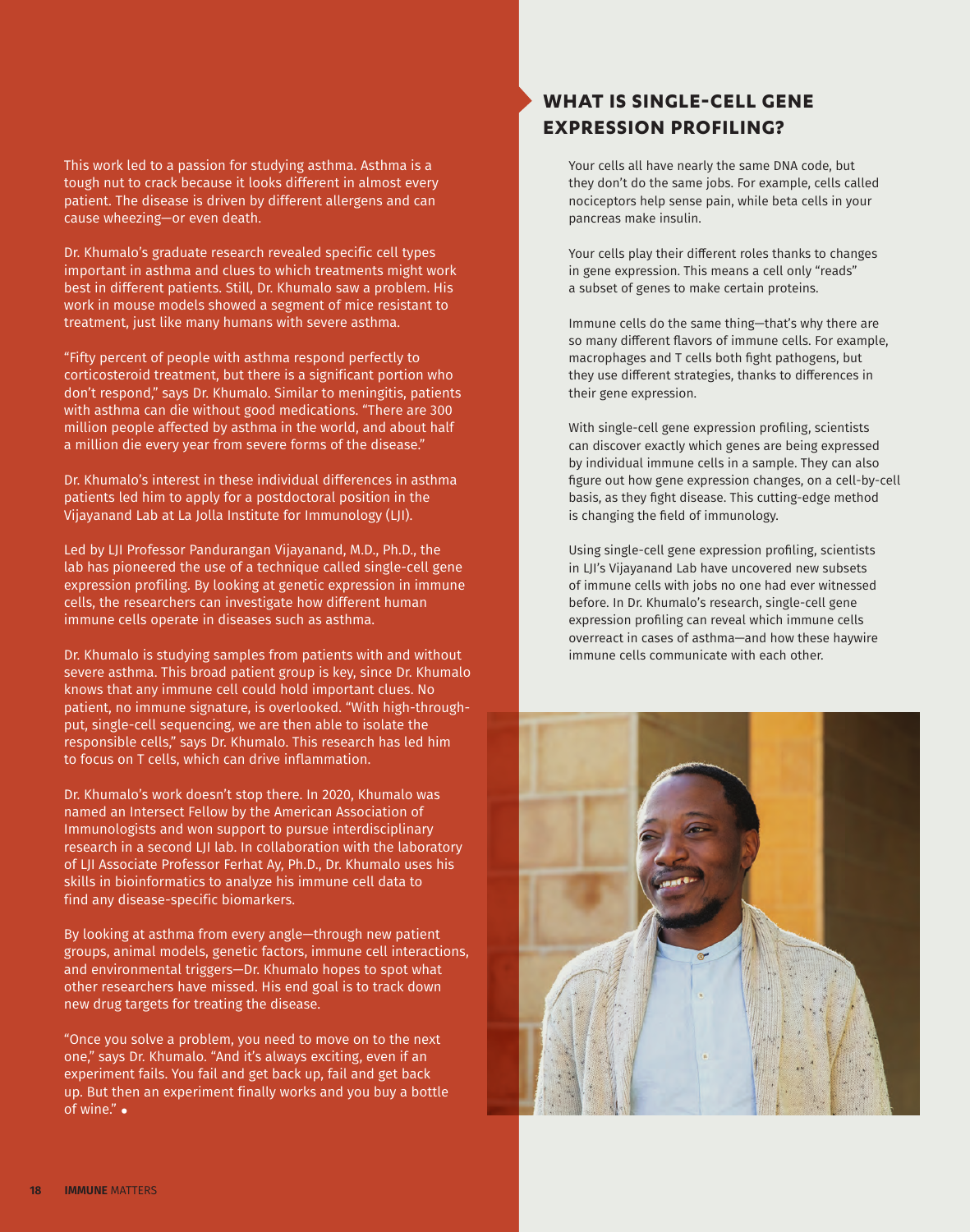This work led to a passion for studying asthma. Asthma is a tough nut to crack because it looks different in almost every patient. The disease is driven by different allergens and can cause wheezing—or even death.

Dr. Khumalo's graduate research revealed specific cell types important in asthma and clues to which treatments might work best in different patients. Still, Dr. Khumalo saw a problem. His work in mouse models showed a segment of mice resistant to treatment, just like many humans with severe asthma.

"Fifty percent of people with asthma respond perfectly to corticosteroid treatment, but there is a significant portion who don't respond," says Dr. Khumalo. Similar to meningitis, patients with asthma can die without good medications. "There are 300 million people affected by asthma in the world, and about half a million die every year from severe forms of the disease."

Dr. Khumalo's interest in these individual differences in asthma patients led him to apply for a postdoctoral position in the Vijayanand Lab at La Jolla Institute for Immunology (LJI).

Led by LJI Professor Pandurangan Vijayanand, M.D., Ph.D., the lab has pioneered the use of a technique called single-cell gene expression profiling. By looking at genetic expression in immune cells, the researchers can investigate how different human immune cells operate in diseases such as asthma.

Dr. Khumalo is studying samples from patients with and without severe asthma. This broad patient group is key, since Dr. Khumalo knows that any immune cell could hold important clues. No patient, no immune signature, is overlooked. "With high-throughput, single-cell sequencing, we are then able to isolate the responsible cells," says Dr. Khumalo. This research has led him to focus on T cells, which can drive inflammation.

Dr. Khumalo's work doesn't stop there. In 2020, Khumalo was named an Intersect Fellow by the American Association of Immunologists and won support to pursue interdisciplinary research in a second LJI lab. In collaboration with the laboratory of LJI Associate Professor Ferhat Ay, Ph.D., Dr. Khumalo uses his skills in bioinformatics to analyze his immune cell data to find any disease-specific biomarkers.

By looking at asthma from every angle—through new patient groups, animal models, genetic factors, immune cell interactions, and environmental triggers—Dr. Khumalo hopes to spot what other researchers have missed. His end goal is to track down new drug targets for treating the disease.

"Once you solve a problem, you need to move on to the next one," says Dr. Khumalo. "And it's always exciting, even if an experiment fails. You fail and get back up, fail and get back up. But then an experiment finally works and you buy a bottle of wine." •

## WHAT IS SINGLE-CELL GENE EXPRESSION PROFILING?

Your cells all have nearly the same DNA code, but they don't do the same jobs. For example, cells called nociceptors help sense pain, while beta cells in your pancreas make insulin.

Your cells play their different roles thanks to changes in gene expression. This means a cell only "reads" a subset of genes to make certain proteins.

Immune cells do the same thing—that's why there are so many different flavors of immune cells. For example, macrophages and T cells both fight pathogens, but they use different strategies, thanks to differences in their gene expression.

With single-cell gene expression profiling, scientists can discover exactly which genes are being expressed by individual immune cells in a sample. They can also figure out how gene expression changes, on a cell-by-cell basis, as they fight disease. This cutting-edge method is changing the field of immunology.

Using single-cell gene expression profiling, scientists in LJI's Vijayanand Lab have uncovered new subsets of immune cells with jobs no one had ever witnessed before. In Dr. Khumalo's research, single-cell gene expression profiling can reveal which immune cells overreact in cases of asthma—and how these haywire immune cells communicate with each other.